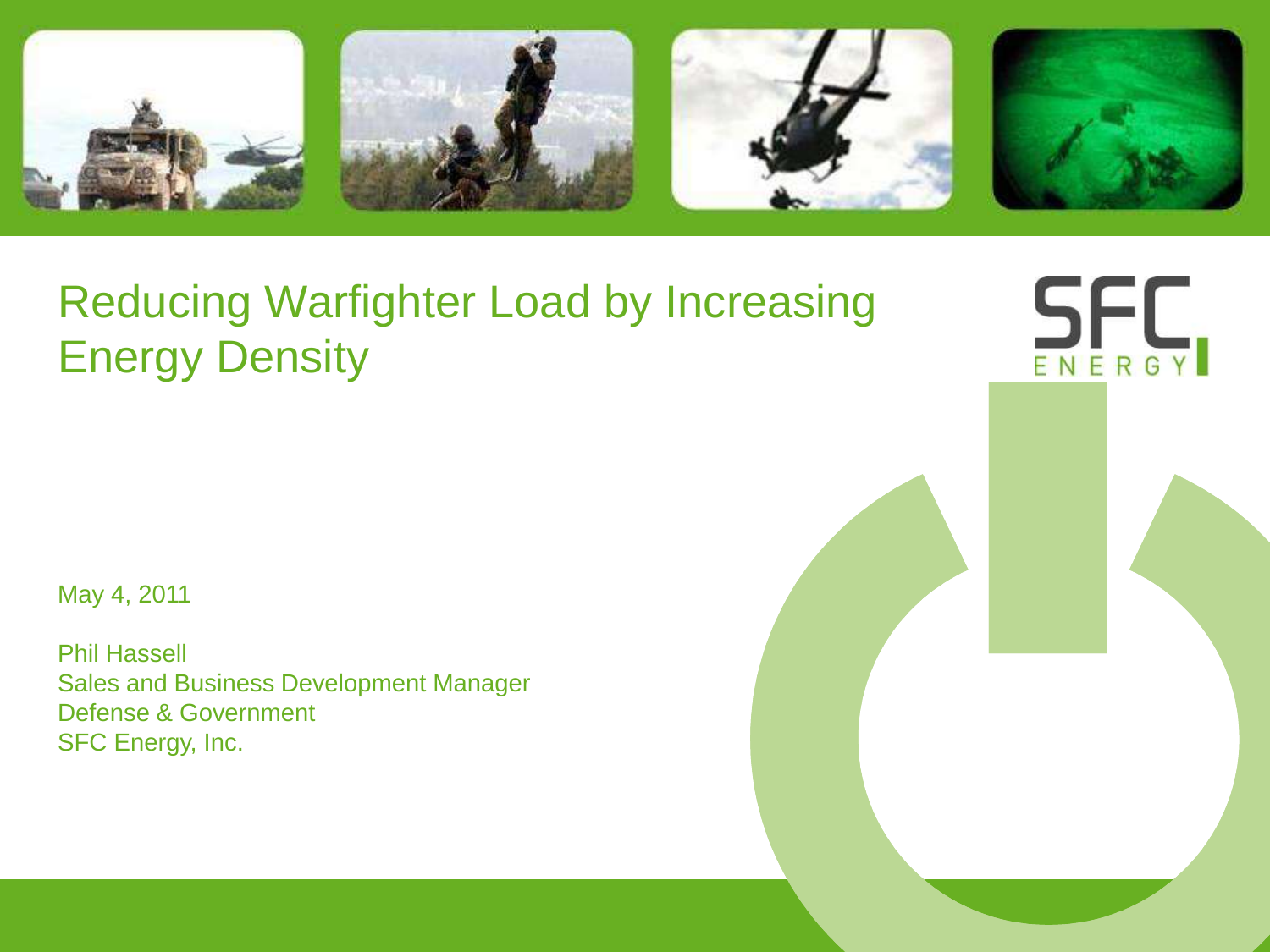# Reducing Warfighter Load by Increasing Energy Density

SFC ENERGY

May 4, 2011

Phil Hassell
Sales and Business Development Manager
Defense & Government
SFC Energy, Inc.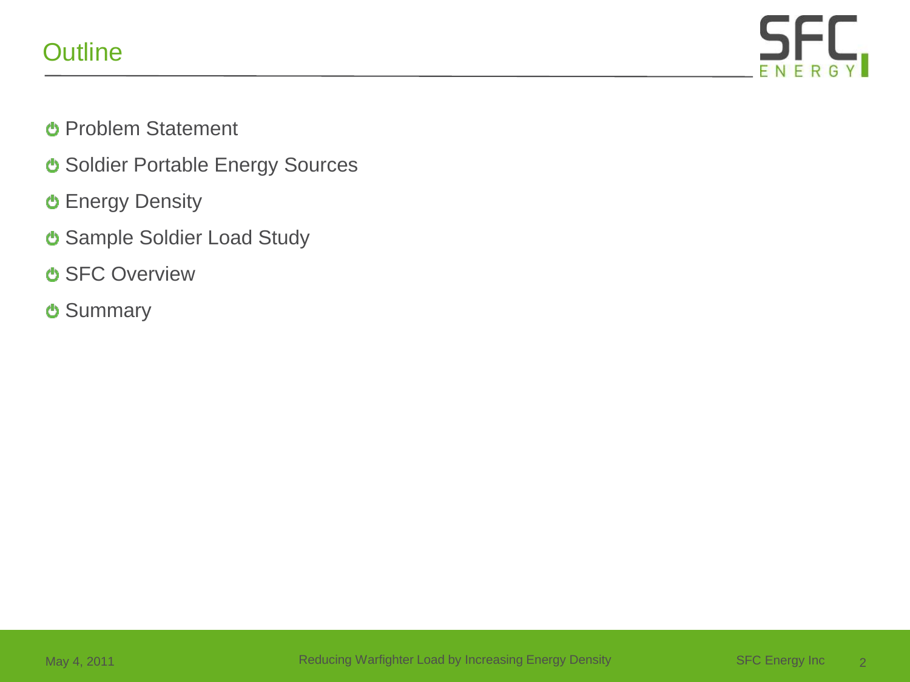# Outline

- Problem Statement
- Soldier Portable Energy Sources
- Energy Density
- Sample Soldier Load Study
- SFC Overview
- Summary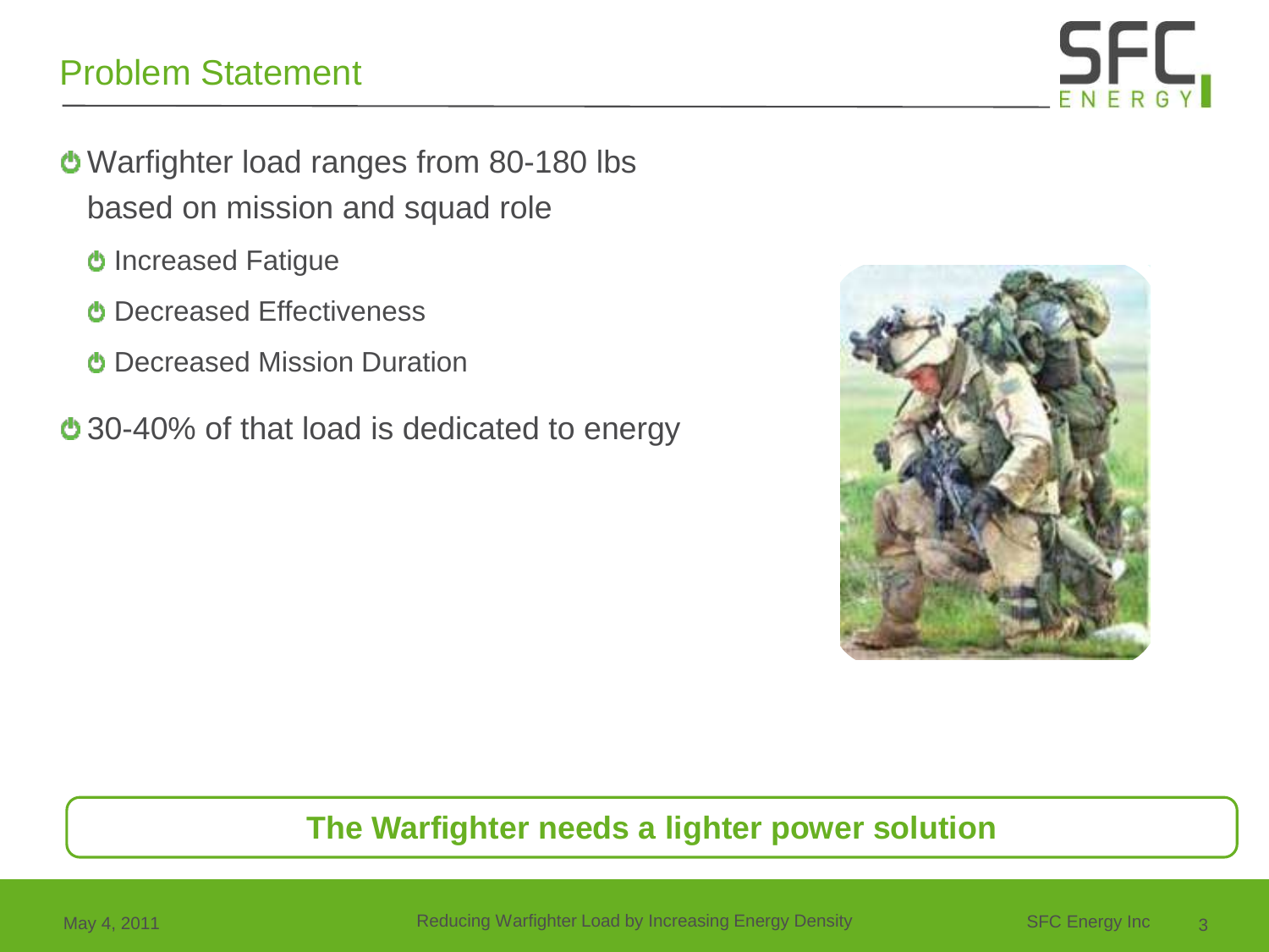## Problem Statement

- Warfighter load ranges from 80-180 lbs based on mission and squad role
  - Increased Fatigue
  - Decreased Effectiveness
  - Decreased Mission Duration
- 30-40% of that load is dedicated to energy

**The Warfighter needs a lighter power solution**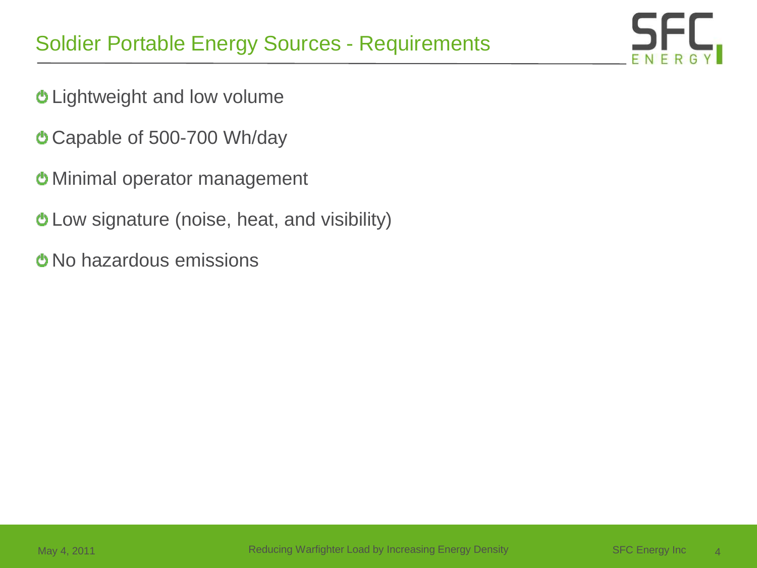# Soldier Portable Energy Sources - Requirements

- Lightweight and low volume
- Capable of 500-700 Wh/day
- Minimal operator management
- Low signature (noise, heat, and visibility)
- No hazardous emissions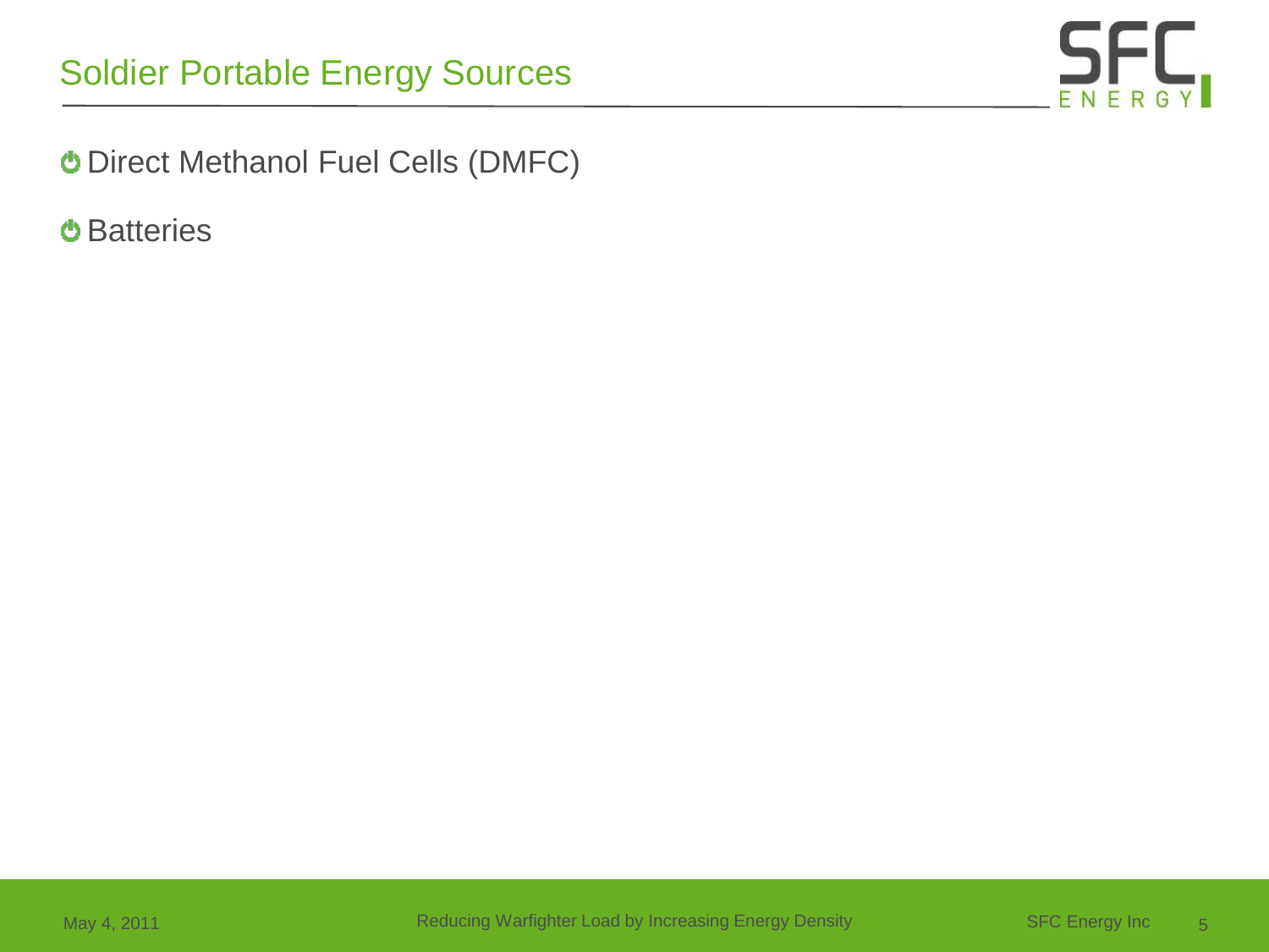# Soldier Portable Energy Sources

- Direct Methanol Fuel Cells (DMFC)
- Batteries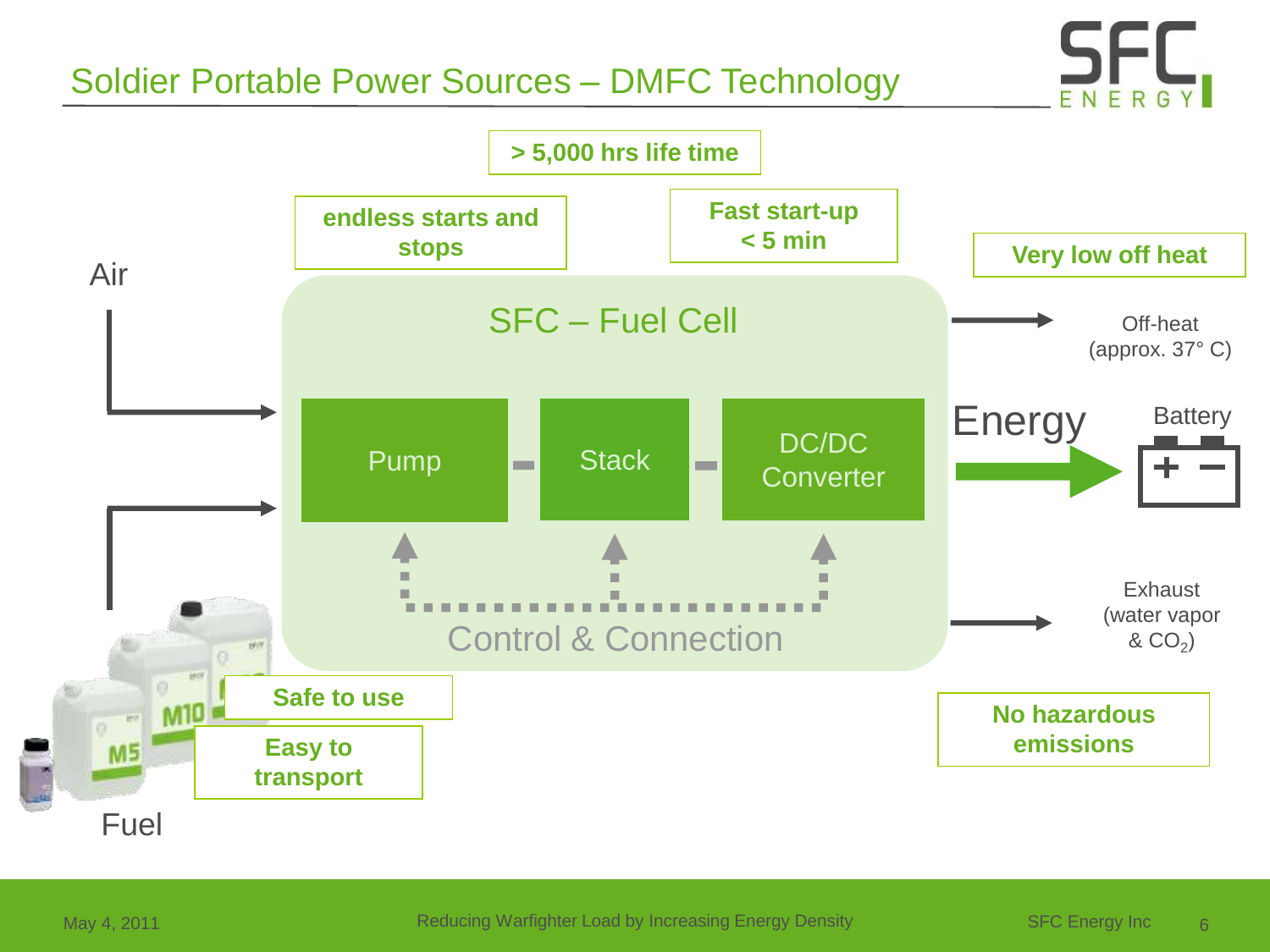# Soldier Portable Power Sources – DMFC Technology

**> 5,000 hrs life time**

**endless starts and stops**

**Fast start-up < 5 min**

**Very low off heat**

Air

SFC – Fuel Cell

Pump – Stack – DC/DC Converter

Control & Connection

Off-heat (approx. 37° C)

Energy

Battery

Exhaust (water vapor & $CO_2$)

**Safe to use**

**Easy to transport**

**No hazardous emissions**

Fuel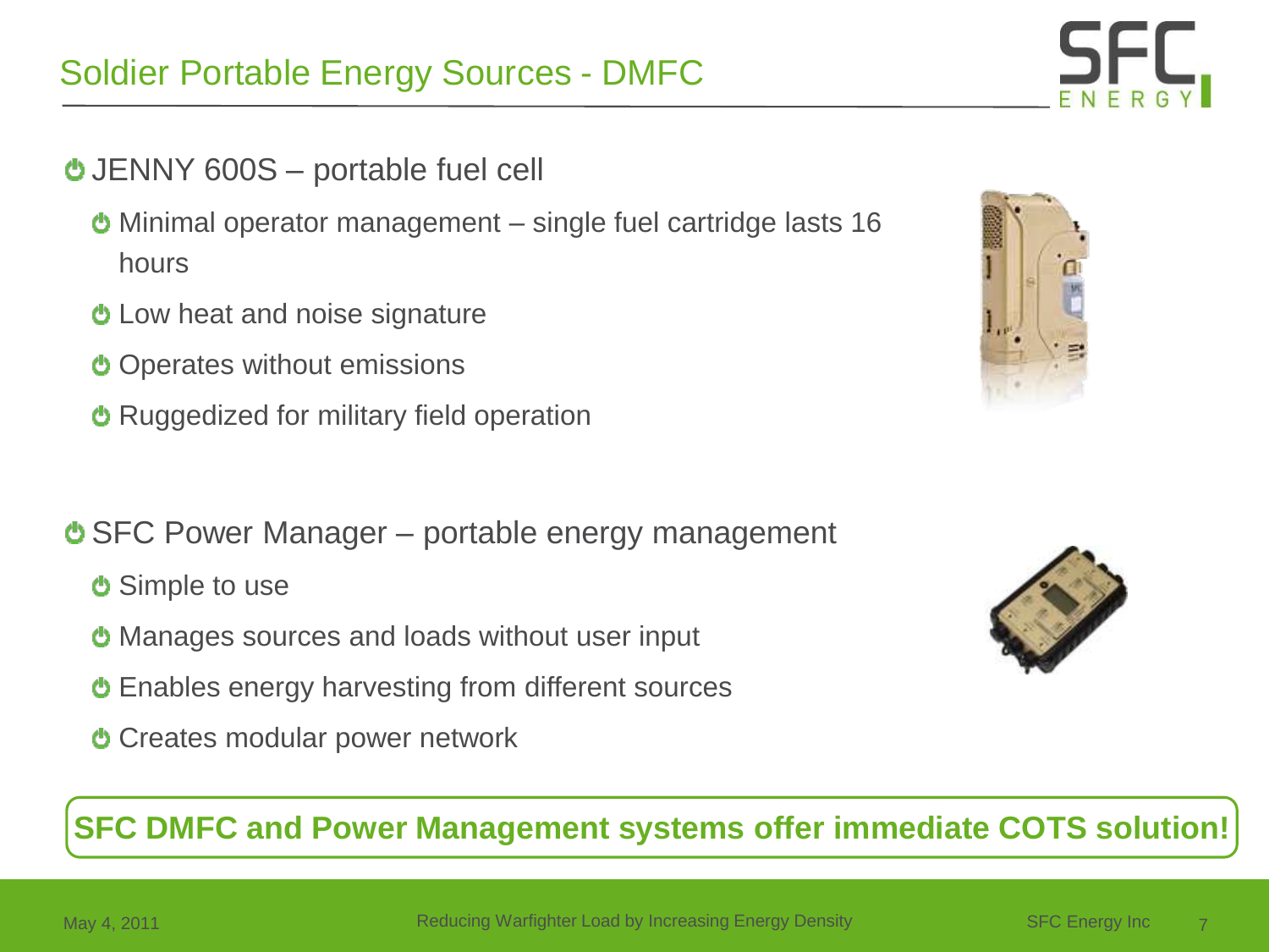# Soldier Portable Energy Sources - DMFC

- JENNY 600S – portable fuel cell
  - Minimal operator management – single fuel cartridge lasts 16 hours
  - Low heat and noise signature
  - Operates without emissions
  - Ruggedized for military field operation

- SFC Power Manager – portable energy management
  - Simple to use
  - Manages sources and loads without user input
  - Enables energy harvesting from different sources
  - Creates modular power network

**SFC DMFC and Power Management systems offer immediate COTS solution!**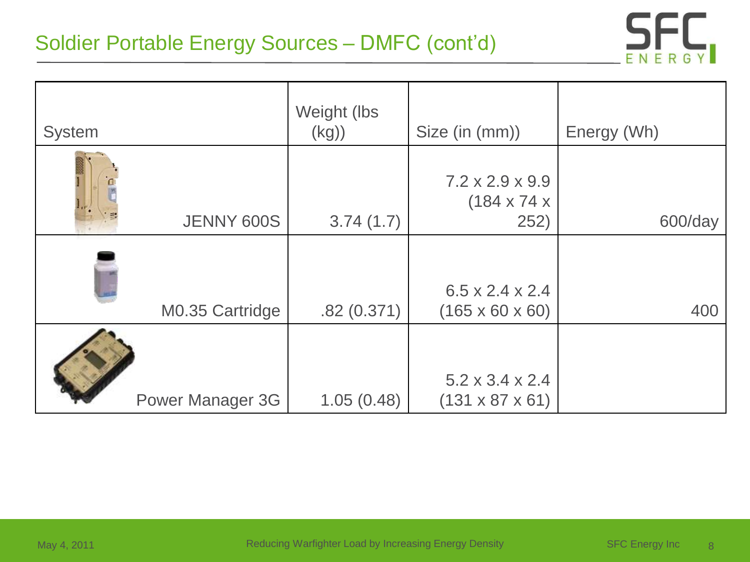# Soldier Portable Energy Sources – DMFC (cont'd)

| System | Weight (lbs (kg)) | Size (in (mm)) | Energy (Wh) |
|---|---|---|---|
| JENNY 600S | 3.74 (1.7) | 7.2 x 2.9 x 9.9 (184 x 74 x 252) | 600/day |
| M0.35 Cartridge | .82 (0.371) | 6.5 x 2.4 x 2.4 (165 x 60 x 60) | 400 |
| Power Manager 3G | 1.05 (0.48) | 5.2 x 3.4 x 2.4 (131 x 87 x 61) | |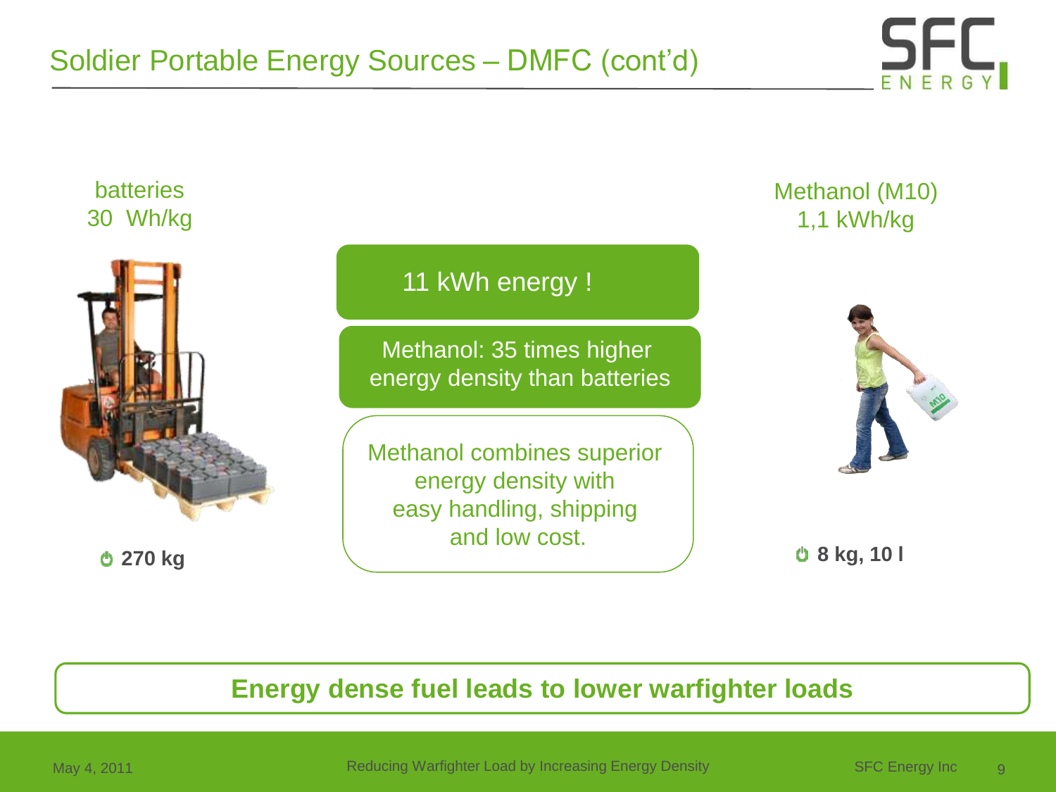# Soldier Portable Energy Sources – DMFC (cont'd)

batteries
30 Wh/kg

Methanol (M10)
1,1 kWh/kg

11 kWh energy !

Methanol: 35 times higher energy density than batteries

Methanol combines superior energy density with easy handling, shipping and low cost.

**270 kg**

**8 kg, 10 l**

**Energy dense fuel leads to lower warfighter loads**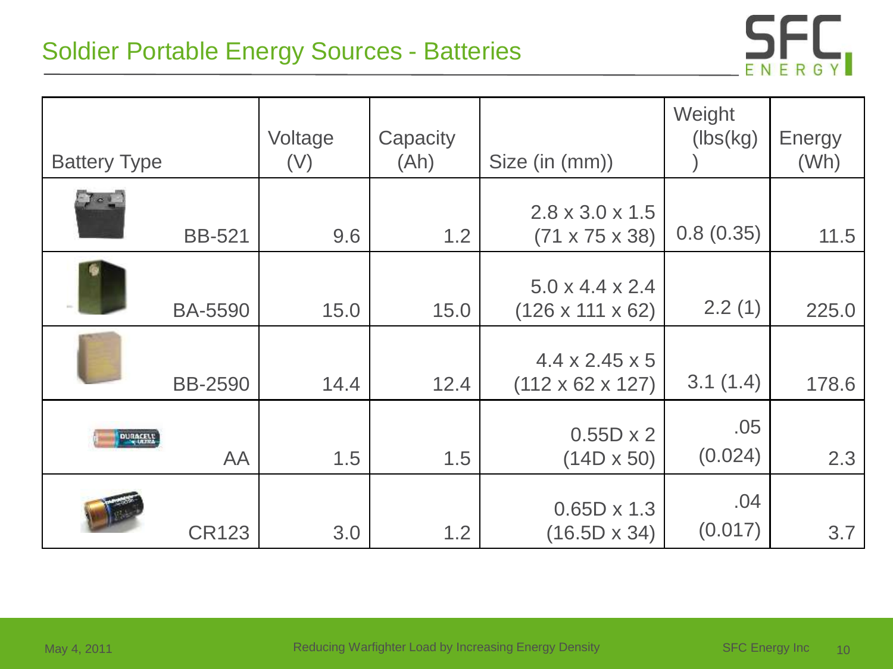# Soldier Portable Energy Sources - Batteries

| Battery Type | Voltage (V) | Capacity (Ah) | Size (in (mm)) | Weight (lbs(kg)) | Energy (Wh) |
|---|---|---|---|---|---|
| BB-521 | 9.6 | 1.2 | 2.8 x 3.0 x 1.5 (71 x 75 x 38) | 0.8 (0.35) | 11.5 |
| BA-5590 | 15.0 | 15.0 | 5.0 x 4.4 x 2.4 (126 x 111 x 62) | 2.2 (1) | 225.0 |
| BB-2590 | 14.4 | 12.4 | 4.4 x 2.45 x 5 (112 x 62 x 127) | 3.1 (1.4) | 178.6 |
| AA | 1.5 | 1.5 | 0.55D x 2 (14D x 50) | .05 (0.024) | 2.3 |
| CR123 | 3.0 | 1.2 | 0.65D x 1.3 (16.5D x 34) | .04 (0.017) | 3.7 |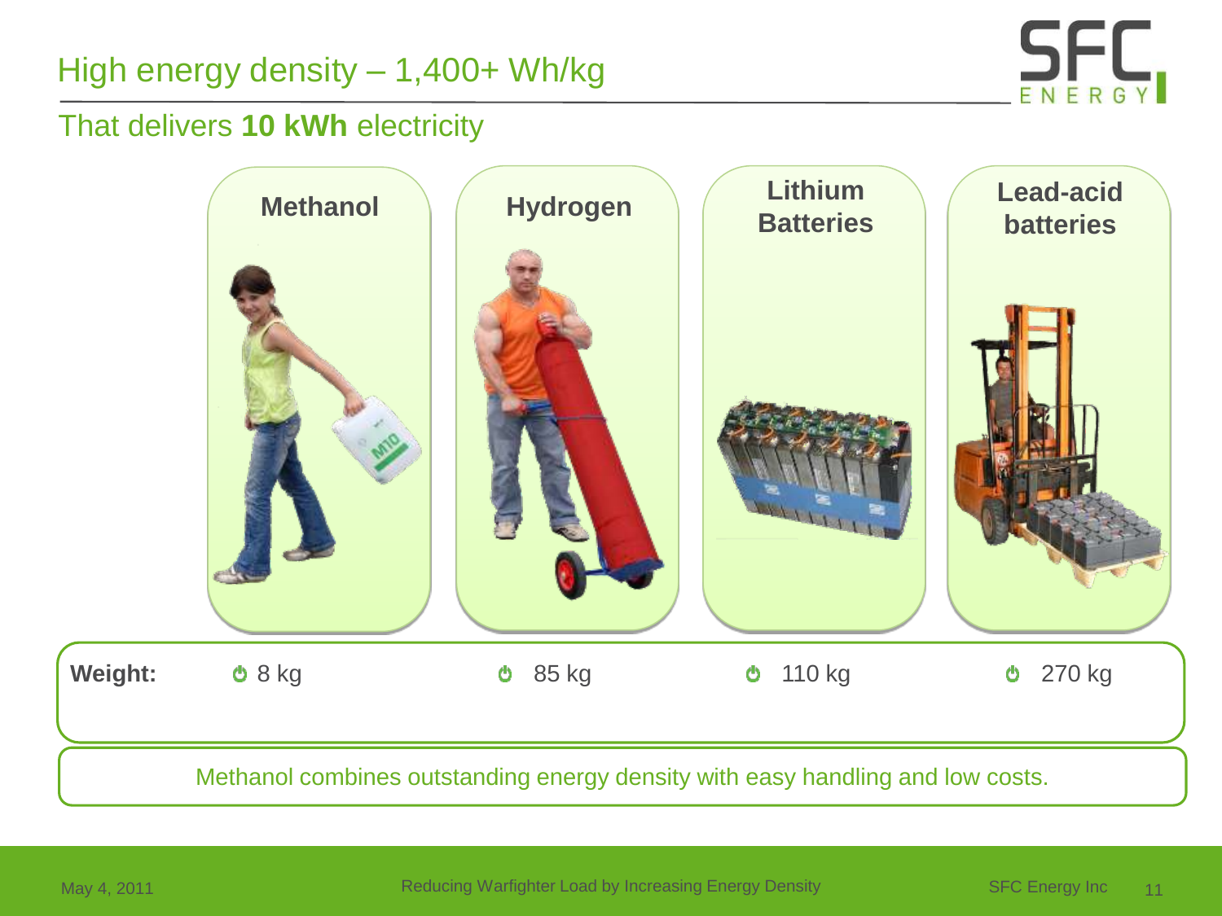# High energy density – 1,400+ Wh/kg

## That delivers **10 kWh** electricity

| | Methanol | Hydrogen | Lithium Batteries | Lead-acid batteries |
|---|---|---|---|---|
| **Weight:** | 8 kg | 85 kg | 110 kg | 270 kg |

Methanol combines outstanding energy density with easy handling and low costs.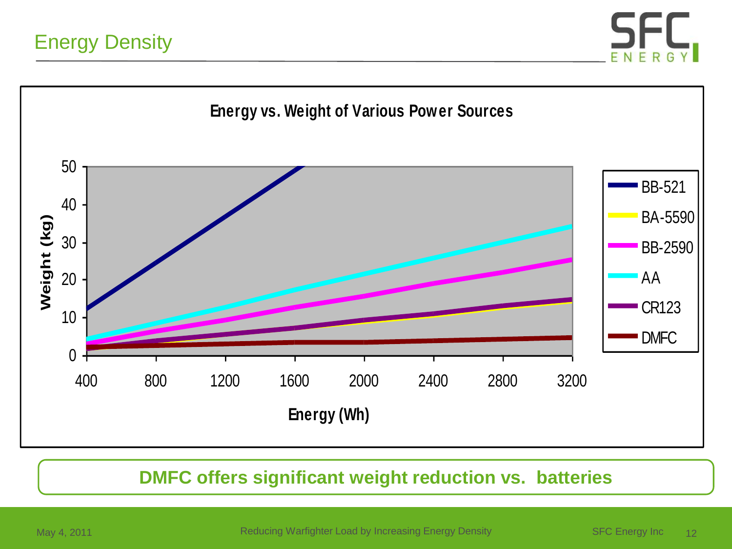# Energy Density

**Energy vs. Weight of Various Power Sources**

Weight (kg) vs. Energy (Wh)

Legend: BB-521, BA-5590, BB-2590, AA, CR123, DMFC

**DMFC offers significant weight reduction vs. batteries**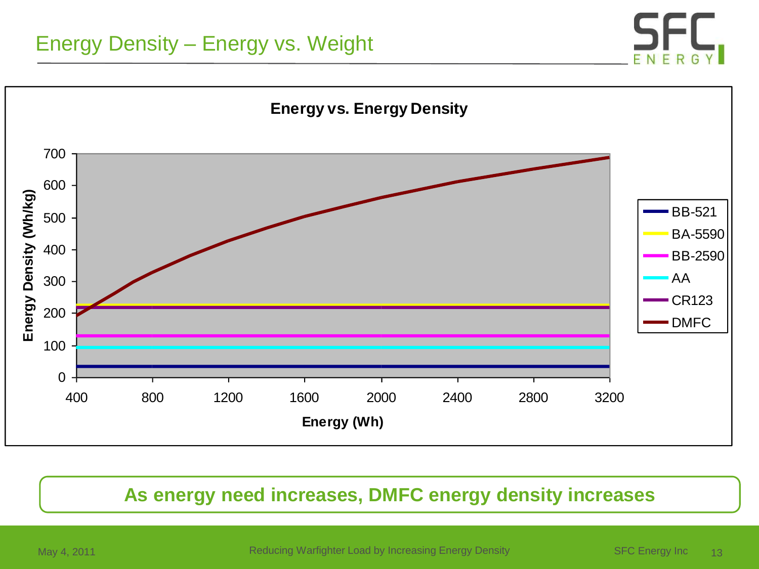# Energy Density – Energy vs. Weight

**Energy vs. Energy Density**

Energy Density (Wh/kg)

Energy (Wh)

BB-521

BA-5590

BB-2590

AA

CR123

DMFC

**As energy need increases, DMFC energy density increases**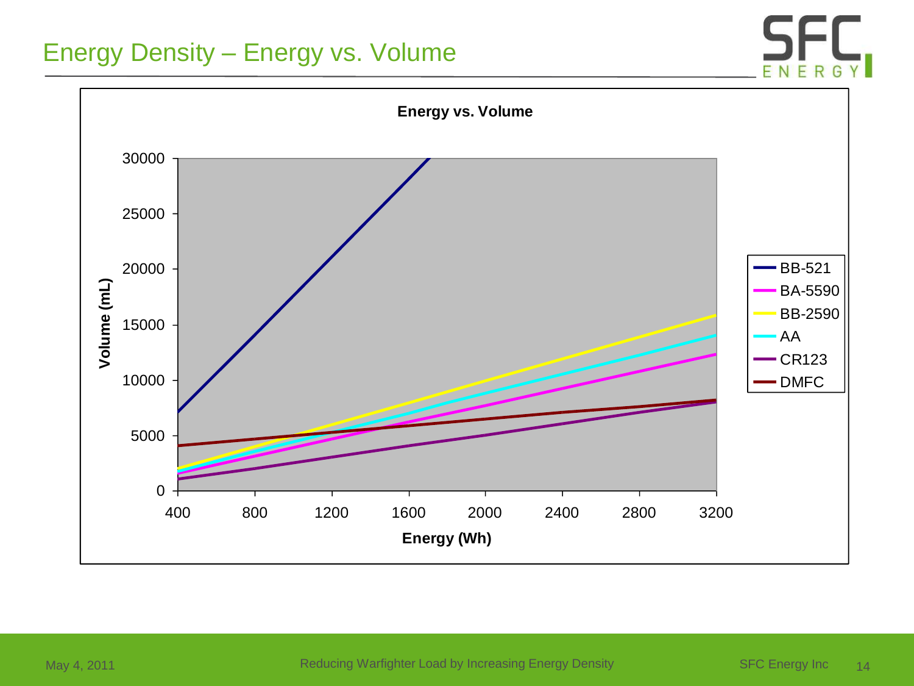# Energy Density – Energy vs. Volume

**Energy vs. Volume**

Volume (mL)

30000
25000
20000
15000
10000
5000
0

400 800 1200 1600 2000 2400 2800 3200

Energy (Wh)

- BB-521
- BA-5590
- BB-2590
- AA
- CR123
- DMFC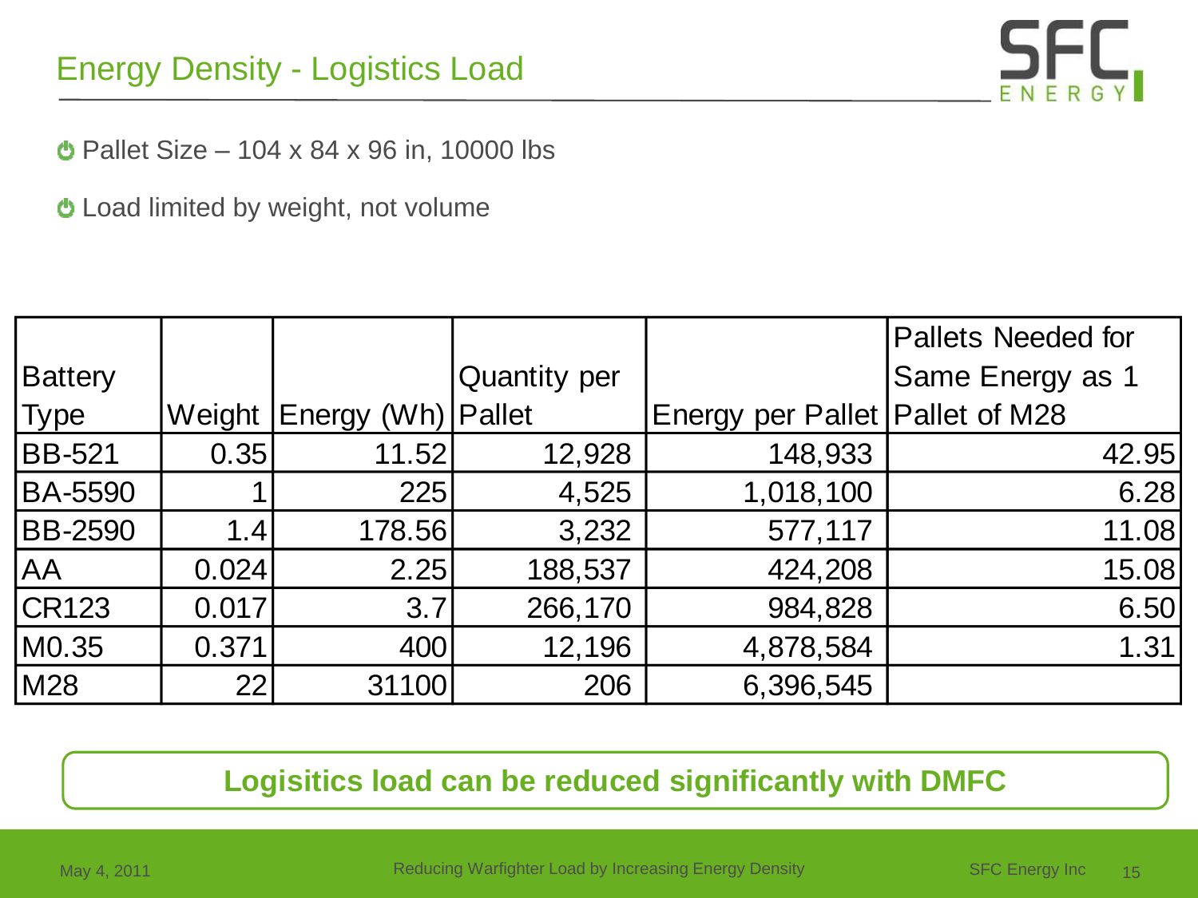# Energy Density - Logistics Load

- Pallet Size – 104 x 84 x 96 in, 10000 lbs
- Load limited by weight, not volume

| Battery Type | Weight | Energy (Wh) | Quantity per Pallet | Energy per Pallet | Pallets Needed for Same Energy as 1 Pallet of M28 |
|---|---|---|---|---|---|
| BB-521 | 0.35 | 11.52 | 12,928 | 148,933 | 42.95 |
| BA-5590 | 1 | 225 | 4,525 | 1,018,100 | 6.28 |
| BB-2590 | 1.4 | 178.56 | 3,232 | 577,117 | 11.08 |
| AA | 0.024 | 2.25 | 188,537 | 424,208 | 15.08 |
| CR123 | 0.017 | 3.7 | 266,170 | 984,828 | 6.50 |
| M0.35 | 0.371 | 400 | 12,196 | 4,878,584 | 1.31 |
| M28 | 22 | 31100 | 206 | 6,396,545 | |

**Logisitics load can be reduced significantly with DMFC**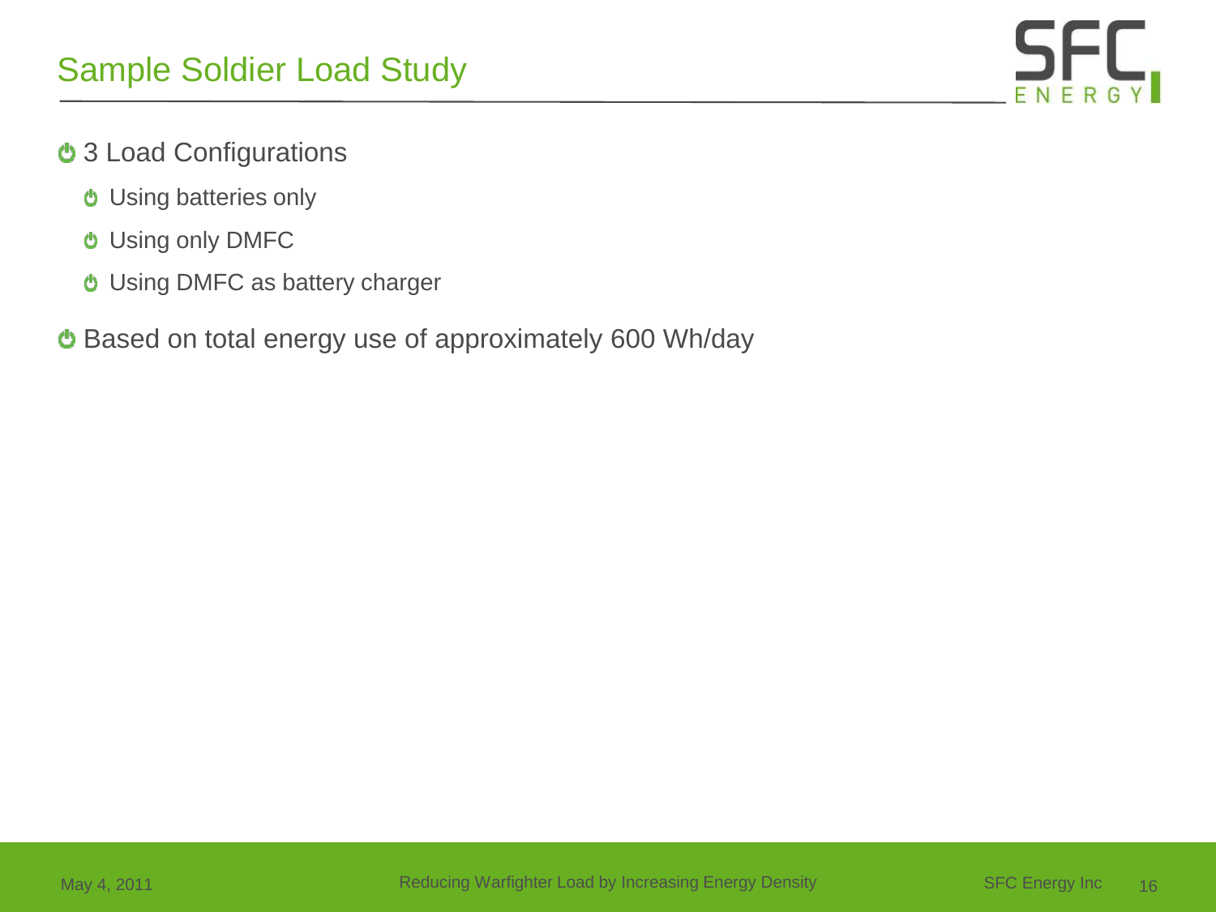# Sample Soldier Load Study

- 3 Load Configurations
  - Using batteries only
  - Using only DMFC
  - Using DMFC as battery charger
- Based on total energy use of approximately 600 Wh/day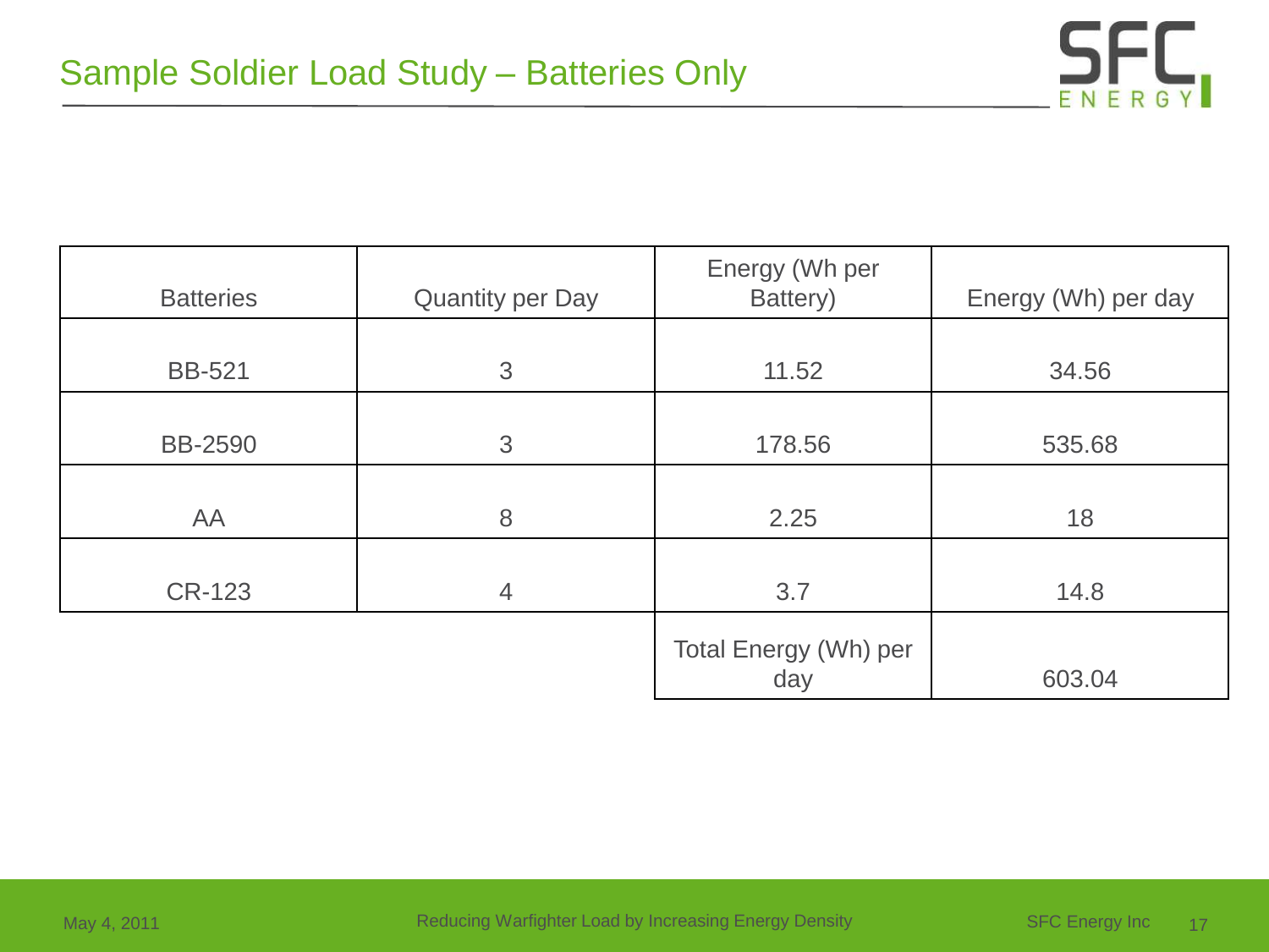# Sample Soldier Load Study – Batteries Only

| Batteries | Quantity per Day | Energy (Wh per Battery) | Energy (Wh) per day |
|---|---|---|---|
| BB-521 | 3 | 11.52 | 34.56 |
| BB-2590 | 3 | 178.56 | 535.68 |
| AA | 8 | 2.25 | 18 |
| CR-123 | 4 | 3.7 | 14.8 |
| | | Total Energy (Wh) per day | 603.04 |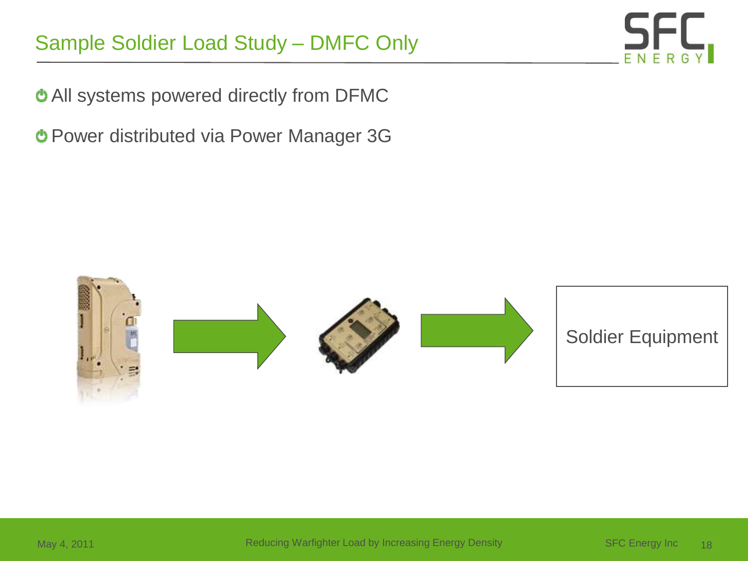# Sample Soldier Load Study – DMFC Only

- All systems powered directly from DFMC
- Power distributed via Power Manager 3G

Soldier Equipment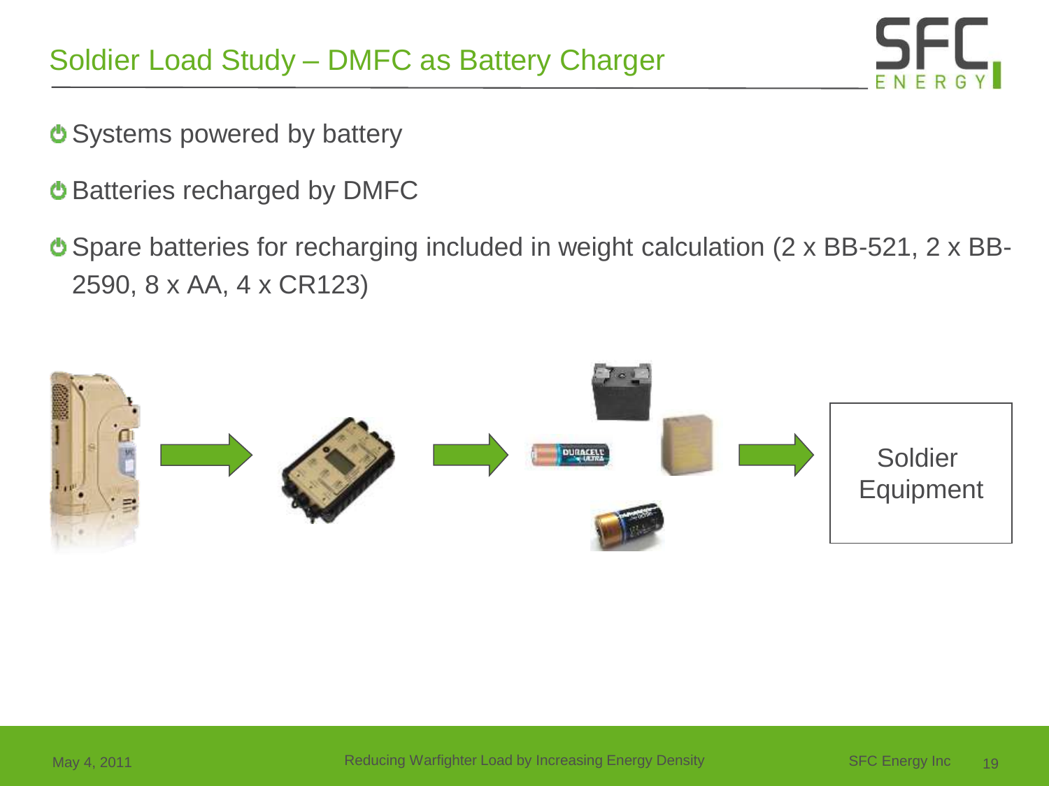# Soldier Load Study – DMFC as Battery Charger

- Systems powered by battery
- Batteries recharged by DMFC
- Spare batteries for recharging included in weight calculation (2 x BB-521, 2 x BB-2590, 8 x AA, 4 x CR123)

Soldier Equipment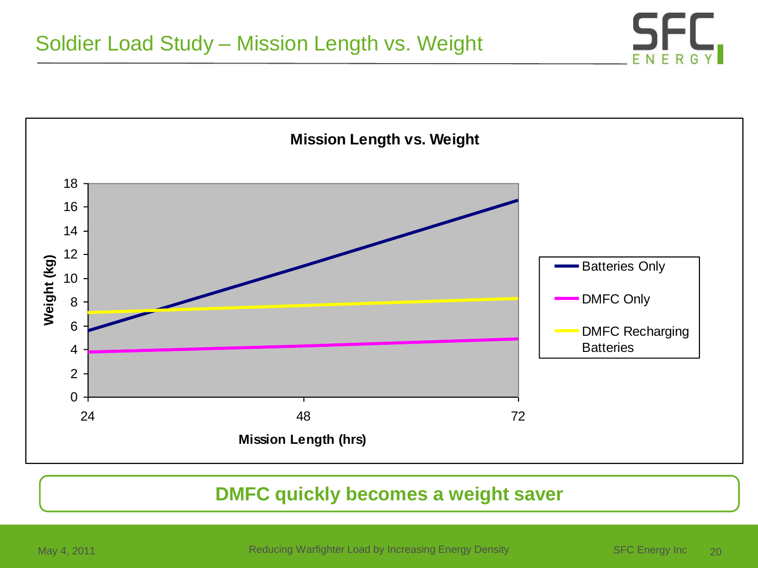# Soldier Load Study – Mission Length vs. Weight

**Mission Length vs. Weight**

Weight (kg) vs. Mission Length (hrs)

- Batteries Only
- DMFC Only
- DMFC Recharging Batteries

**DMFC quickly becomes a weight saver**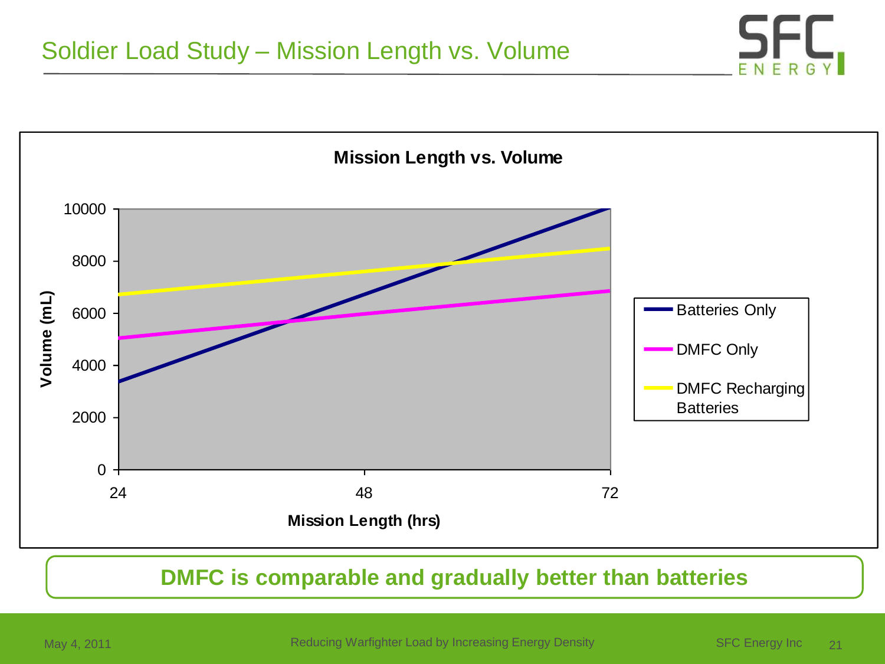# Soldier Load Study – Mission Length vs. Volume

**Mission Length vs. Volume**

Volume (mL) axis: 0, 2000, 4000, 6000, 8000, 10000

Mission Length (hrs) axis: 24, 48, 72

Legend:
- Batteries Only
- DMFC Only
- DMFC Recharging Batteries

**DMFC is comparable and gradually better than batteries**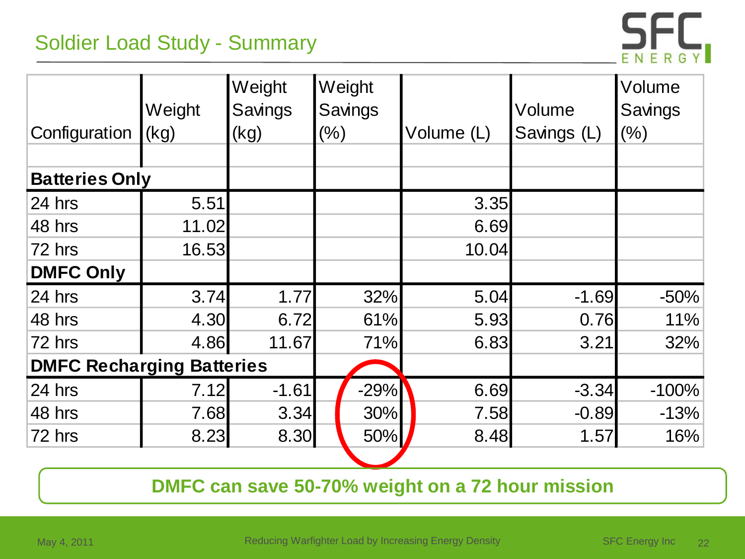## Soldier Load Study - Summary

| Configuration | Weight (kg) | Weight Savings (kg) | Weight Savings (%) | Volume (L) | Volume Savings (L) | Volume Savings (%) |
|---|---|---|---|---|---|---|
| | | | | | | |
| **Batteries Only** | | | | | | |
| 24 hrs | 5.51 | | | 3.35 | | |
| 48 hrs | 11.02 | | | 6.69 | | |
| 72 hrs | 16.53 | | | 10.04 | | |
| **DMFC Only** | | | | | | |
| 24 hrs | 3.74 | 1.77 | 32% | 5.04 | -1.69 | -50% |
| 48 hrs | 4.30 | 6.72 | 61% | 5.93 | 0.76 | 11% |
| 72 hrs | 4.86 | 11.67 | 71% | 6.83 | 3.21 | 32% |
| **DMFC Recharging Batteries** | | | | | | |
| 24 hrs | 7.12 | -1.61 | -29% | 6.69 | -3.34 | -100% |
| 48 hrs | 7.68 | 3.34 | 30% | 7.58 | -0.89 | -13% |
| 72 hrs | 8.23 | 8.30 | 50% | 8.48 | 1.57 | 16% |

**DMFC can save 50-70% weight on a 72 hour mission**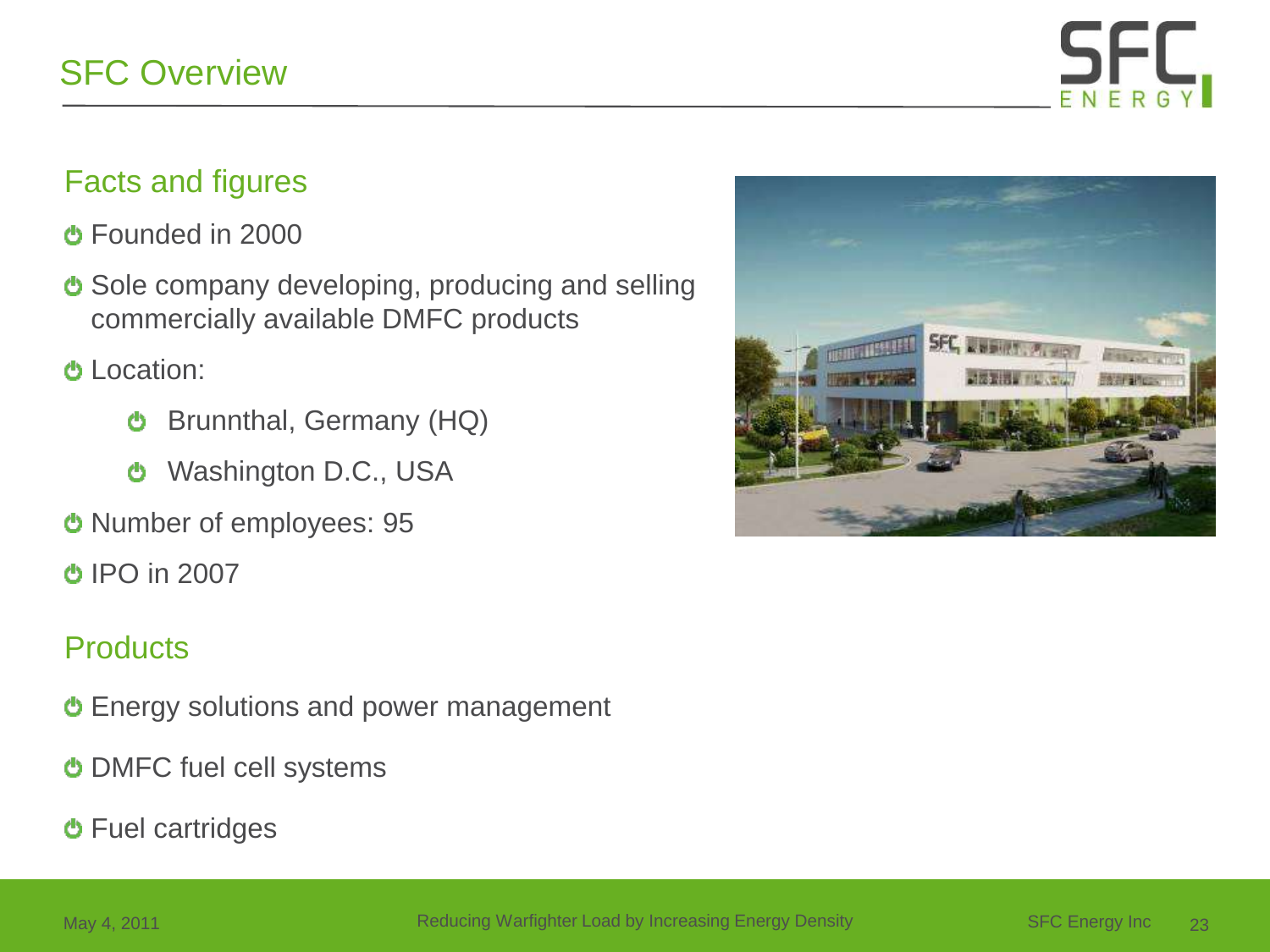# SFC Overview

## Facts and figures

- Founded in 2000
- Sole company developing, producing and selling commercially available DMFC products
- Location:
  - Brunnthal, Germany (HQ)
  - Washington D.C., USA
- Number of employees: 95
- IPO in 2007

## Products

- Energy solutions and power management
- DMFC fuel cell systems
- Fuel cartridges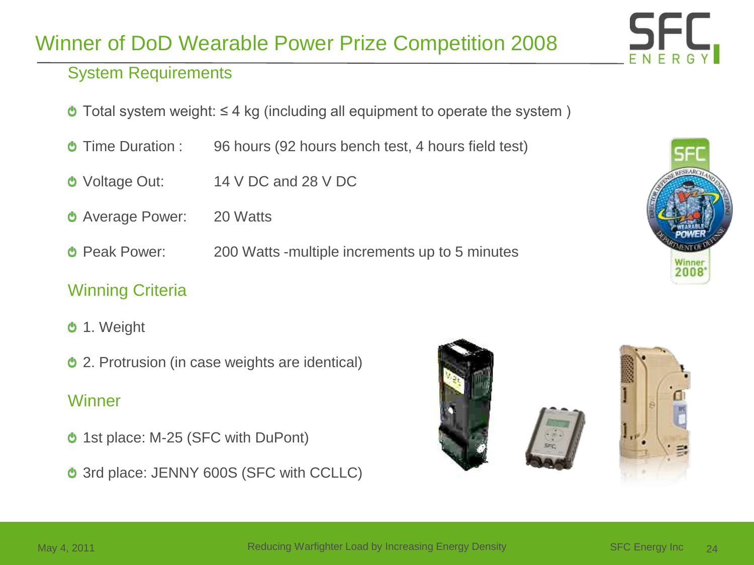# Winner of DoD Wearable Power Prize Competition 2008

## System Requirements

- Total system weight: ≤ 4 kg (including all equipment to operate the system )
- Time Duration : 96 hours (92 hours bench test, 4 hours field test)
- Voltage Out: 14 V DC and 28 V DC
- Average Power: 20 Watts
- Peak Power: 200 Watts -multiple increments up to 5 minutes

## Winning Criteria

- 1. Weight
- 2. Protrusion (in case weights are identical)

## Winner

- 1st place: M-25 (SFC with DuPont)
- 3rd place: JENNY 600S (SFC with CCLLC)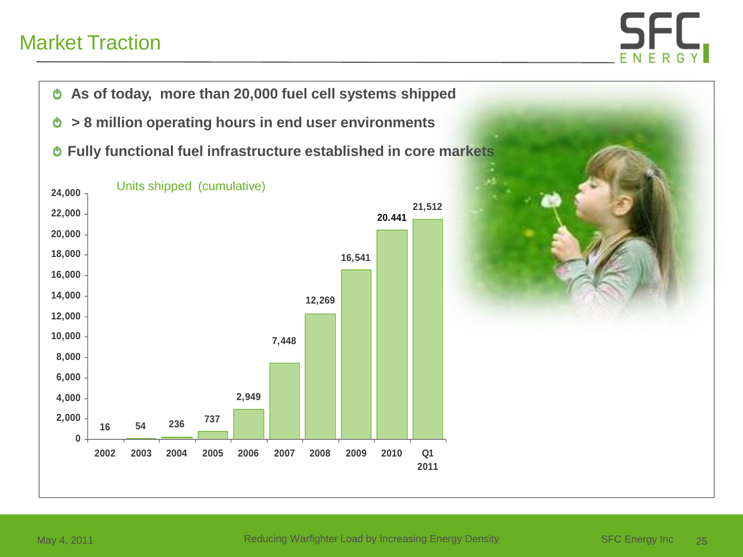# Market Traction

- As of today, more than 20,000 fuel cell systems shipped
- > 8 million operating hours in end user environments
- Fully functional fuel infrastructure established in core markets

Units shipped (cumulative)

| Year | Units |
|---|---|
| 2002 | 16 |
| 2003 | 54 |
| 2004 | 236 |
| 2005 | 737 |
| 2006 | 2,949 |
| 2007 | 7,448 |
| 2008 | 12,269 |
| 2009 | 16,541 |
| 2010 | 20.441 |
| Q1 2011 | 21,512 |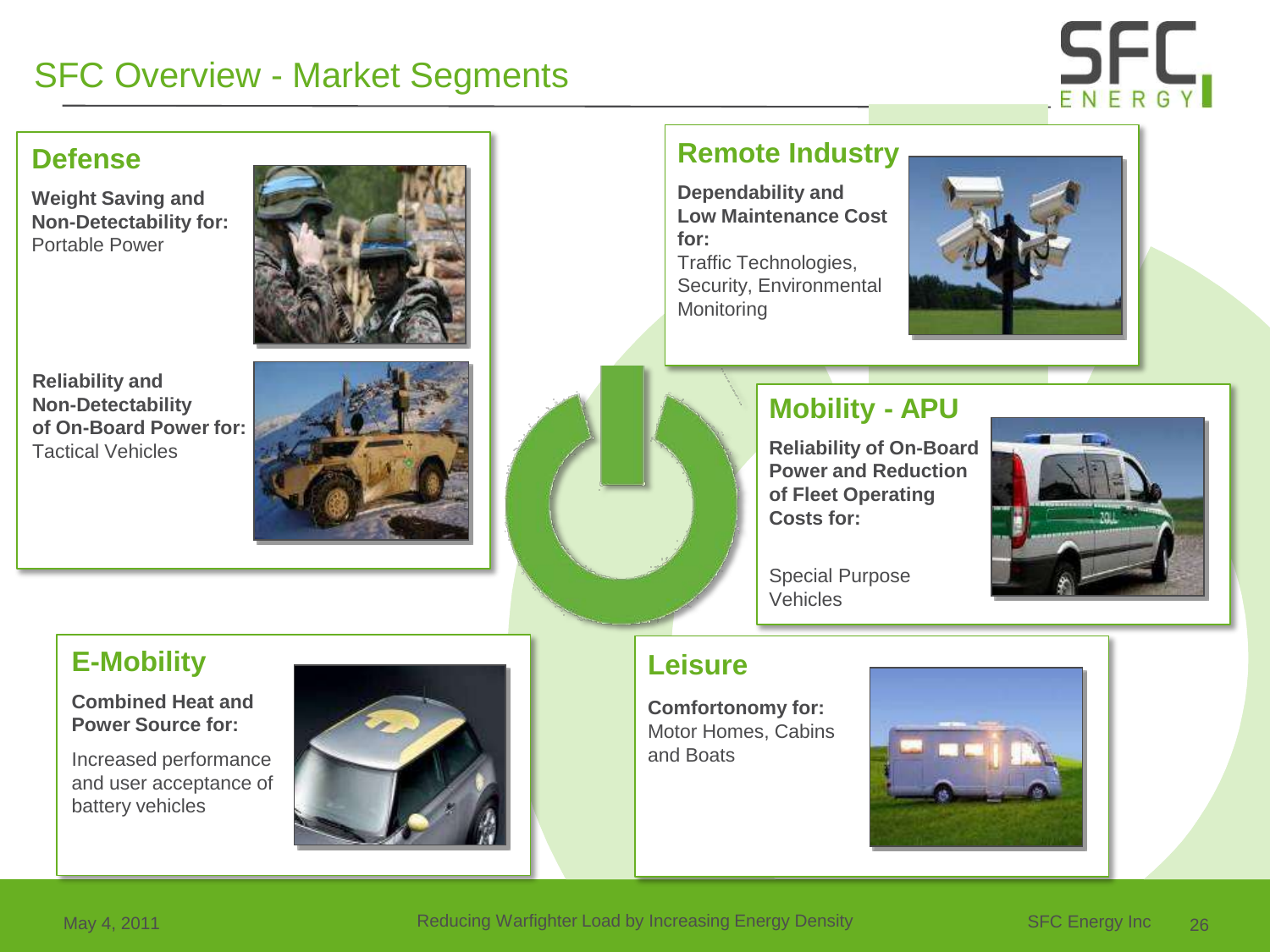# SFC Overview - Market Segments

## Defense

**Weight Saving and Non-Detectability for:**
Portable Power

**Reliability and Non-Detectability of On-Board Power for:**
Tactical Vehicles

## Remote Industry

**Dependability and Low Maintenance Cost for:**
Traffic Technologies, Security, Environmental Monitoring

## Mobility - APU

**Reliability of On-Board Power and Reduction of Fleet Operating Costs for:**

Special Purpose Vehicles

## E-Mobility

**Combined Heat and Power Source for:**

Increased performance and user acceptance of battery vehicles

## Leisure

**Comfortonomy for:**
Motor Homes, Cabins and Boats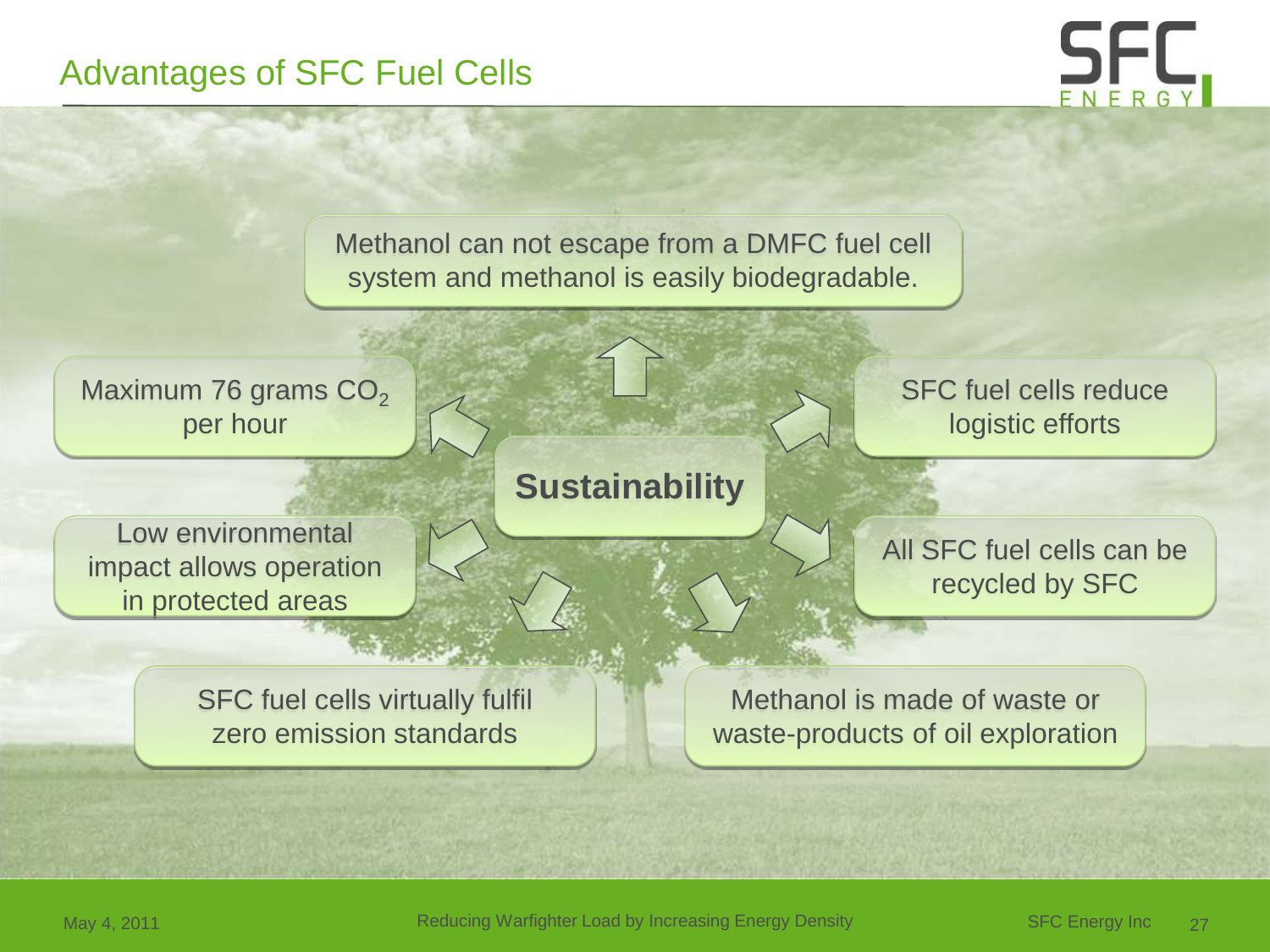# Advantages of SFC Fuel Cells

## Sustainability

- Methanol can not escape from a DMFC fuel cell system and methanol is easily biodegradable.
- SFC fuel cells reduce logistic efforts
- All SFC fuel cells can be recycled by SFC
- Methanol is made of waste or waste-products of oil exploration
- SFC fuel cells virtually fulfil zero emission standards
- Low environmental impact allows operation in protected areas
- Maximum 76 grams $CO_2$ per hour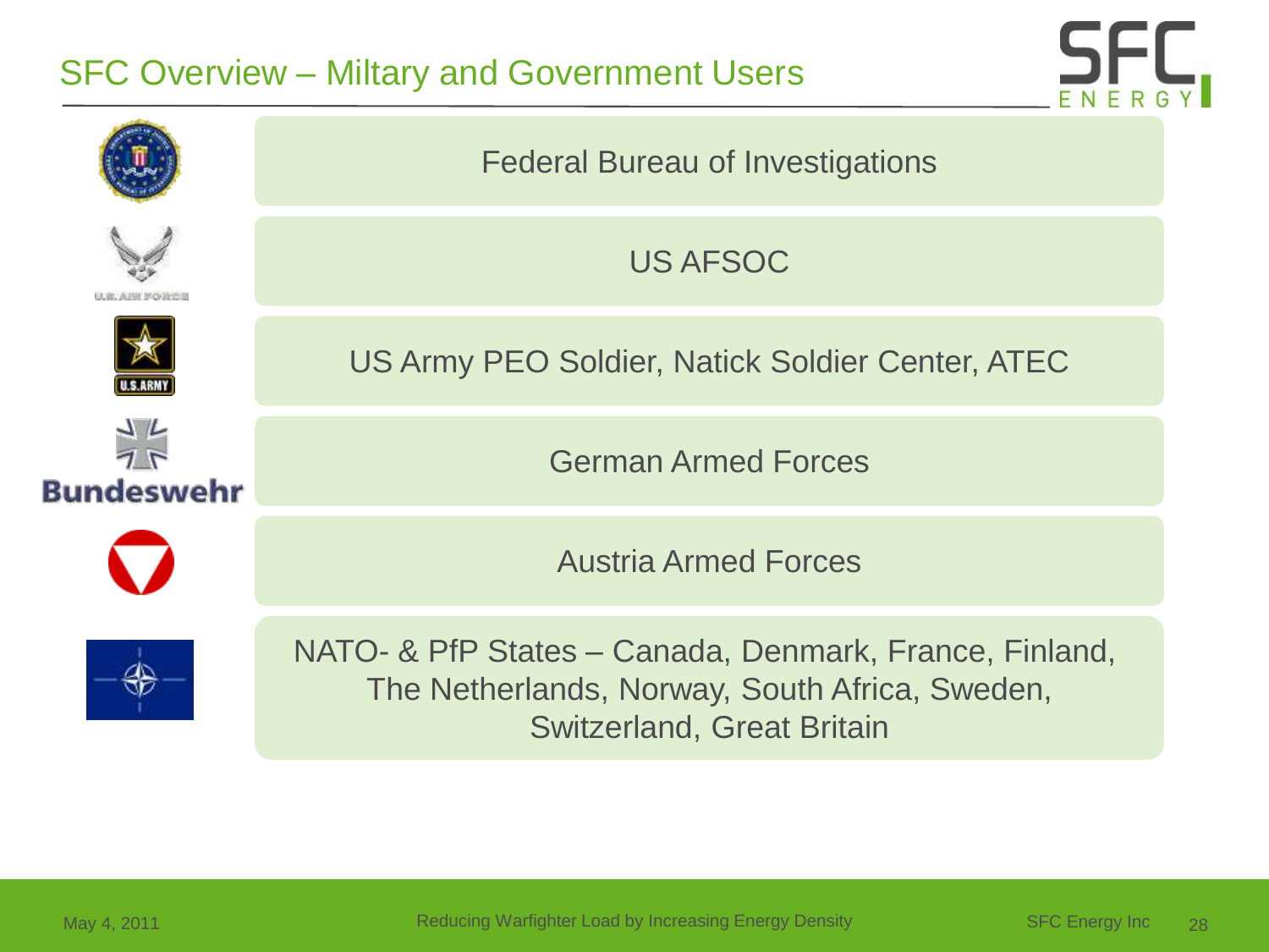# SFC Overview – Miltary and Government Users

- Federal Bureau of Investigations
- US AFSOC
- US Army PEO Soldier, Natick Soldier Center, ATEC
- German Armed Forces
- Austria Armed Forces
- NATO- & PfP States – Canada, Denmark, France, Finland, The Netherlands, Norway, South Africa, Sweden, Switzerland, Great Britain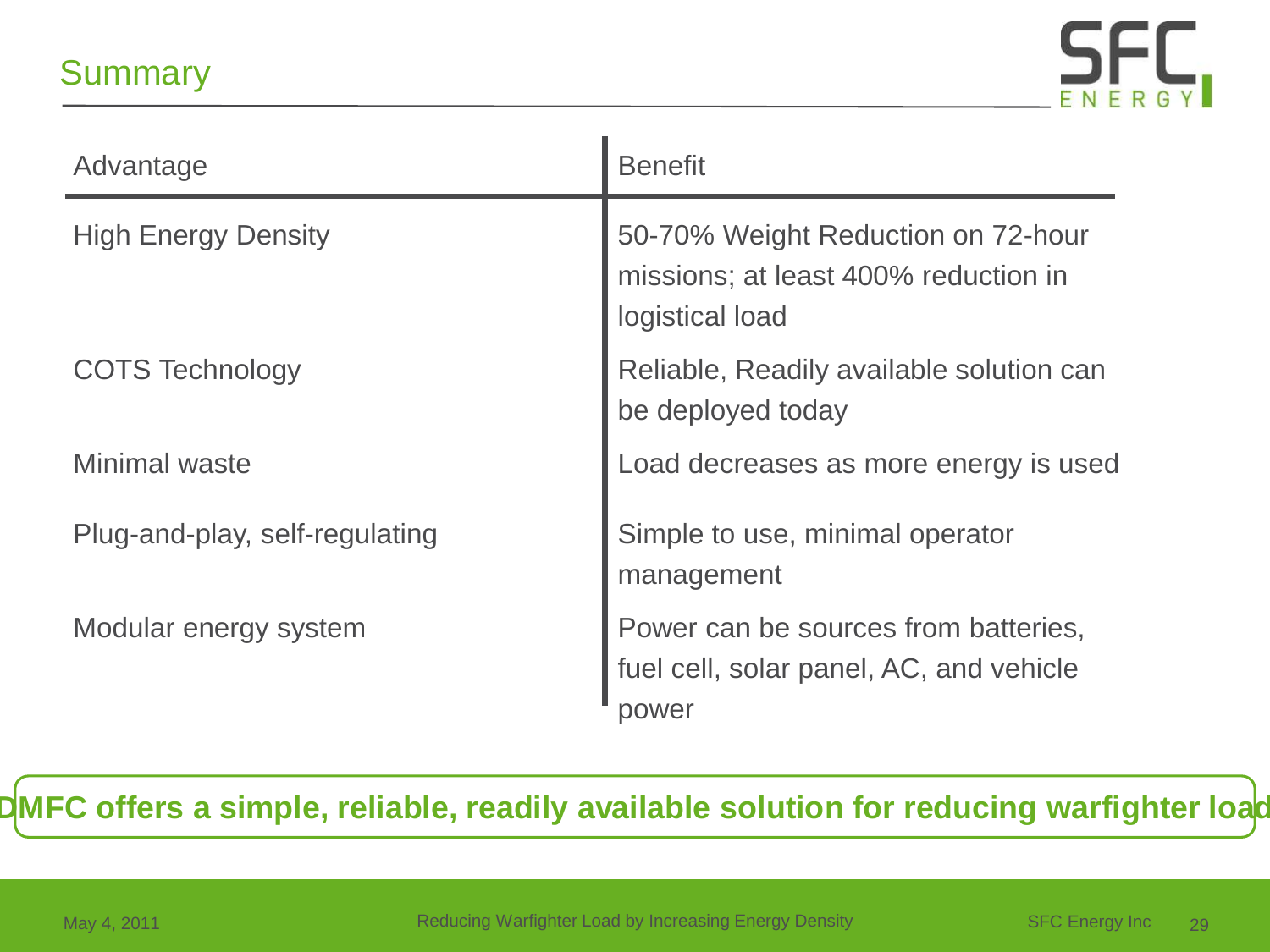## Summary

| Advantage | Benefit |
| --- | --- |
| High Energy Density | 50-70% Weight Reduction on 72-hour missions; at least 400% reduction in logistical load |
| COTS Technology | Reliable, Readily available solution can be deployed today |
| Minimal waste | Load decreases as more energy is used |
| Plug-and-play, self-regulating | Simple to use, minimal operator management |
| Modular energy system | Power can be sources from batteries, fuel cell, solar panel, AC, and vehicle power |

**DMFC offers a simple, reliable, readily available solution for reducing warfighter load**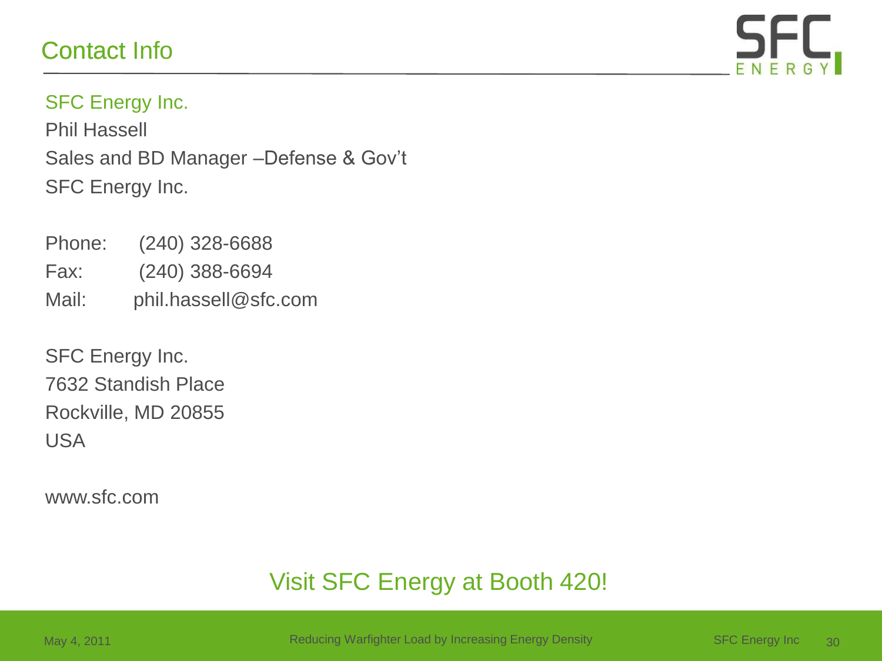# Contact Info

SFC Energy Inc.

Phil Hassell

Sales and BD Manager –Defense & Gov't

SFC Energy Inc.

Phone: (240) 328-6688

Fax: (240) 388-6694

Mail: phil.hassell@sfc.com

SFC Energy Inc.

7632 Standish Place

Rockville, MD 20855

USA

www.sfc.com

Visit SFC Energy at Booth 420!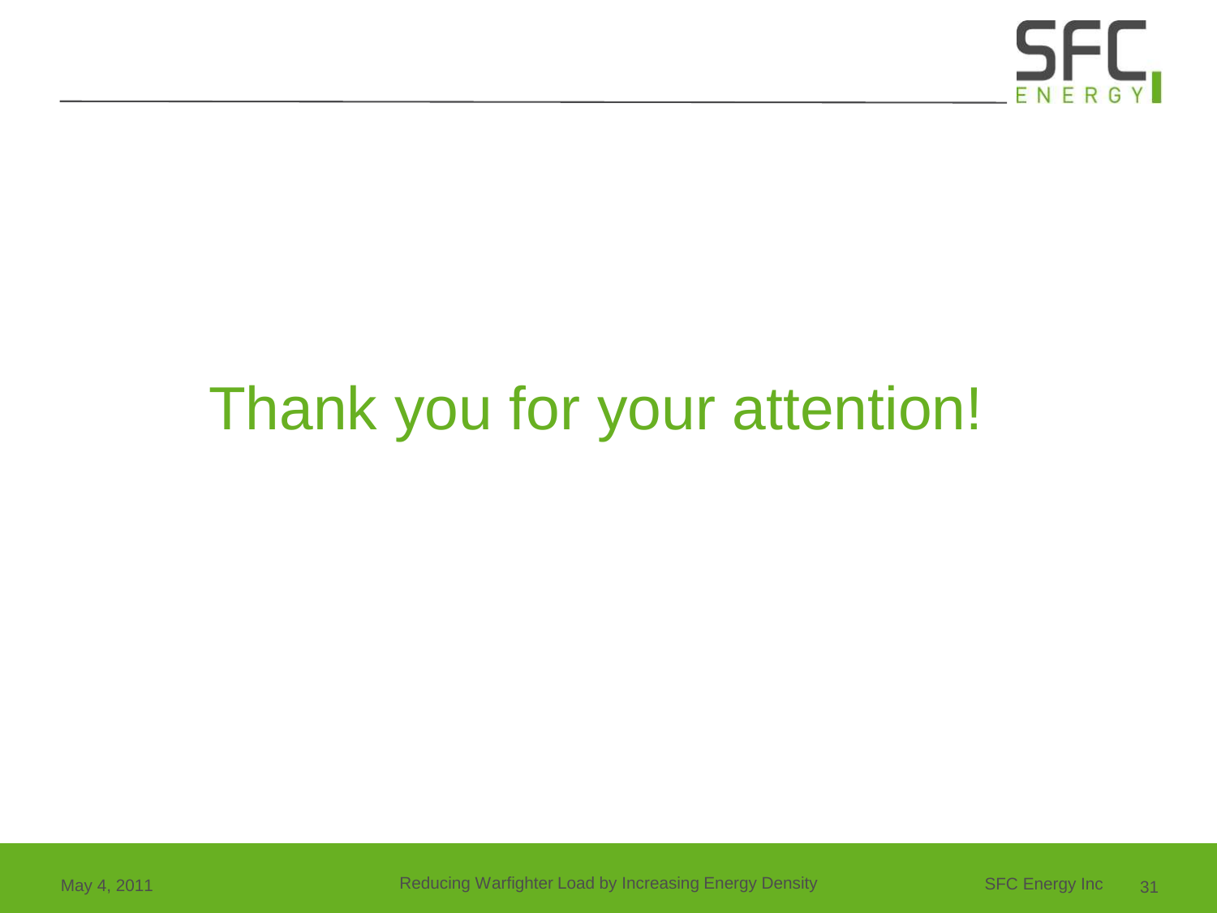# Thank you for your attention!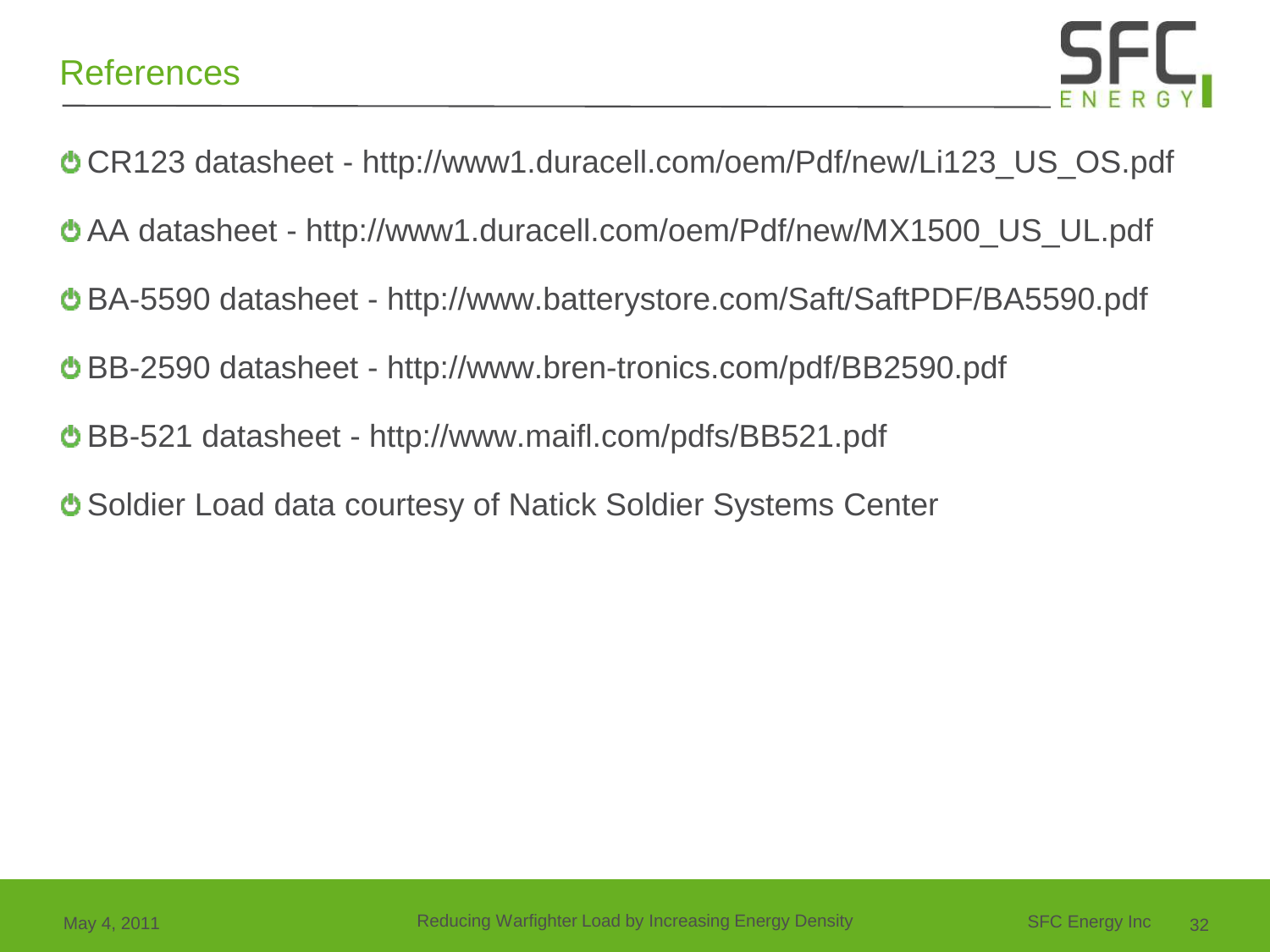## References

- CR123 datasheet - http://www1.duracell.com/oem/Pdf/new/Li123_US_OS.pdf
- AA datasheet - http://www1.duracell.com/oem/Pdf/new/MX1500_US_UL.pdf
- BA-5590 datasheet - http://www.batterystore.com/Saft/SaftPDF/BA5590.pdf
- BB-2590 datasheet - http://www.bren-tronics.com/pdf/BB2590.pdf
- BB-521 datasheet - http://www.maifl.com/pdfs/BB521.pdf
- Soldier Load data courtesy of Natick Soldier Systems Center